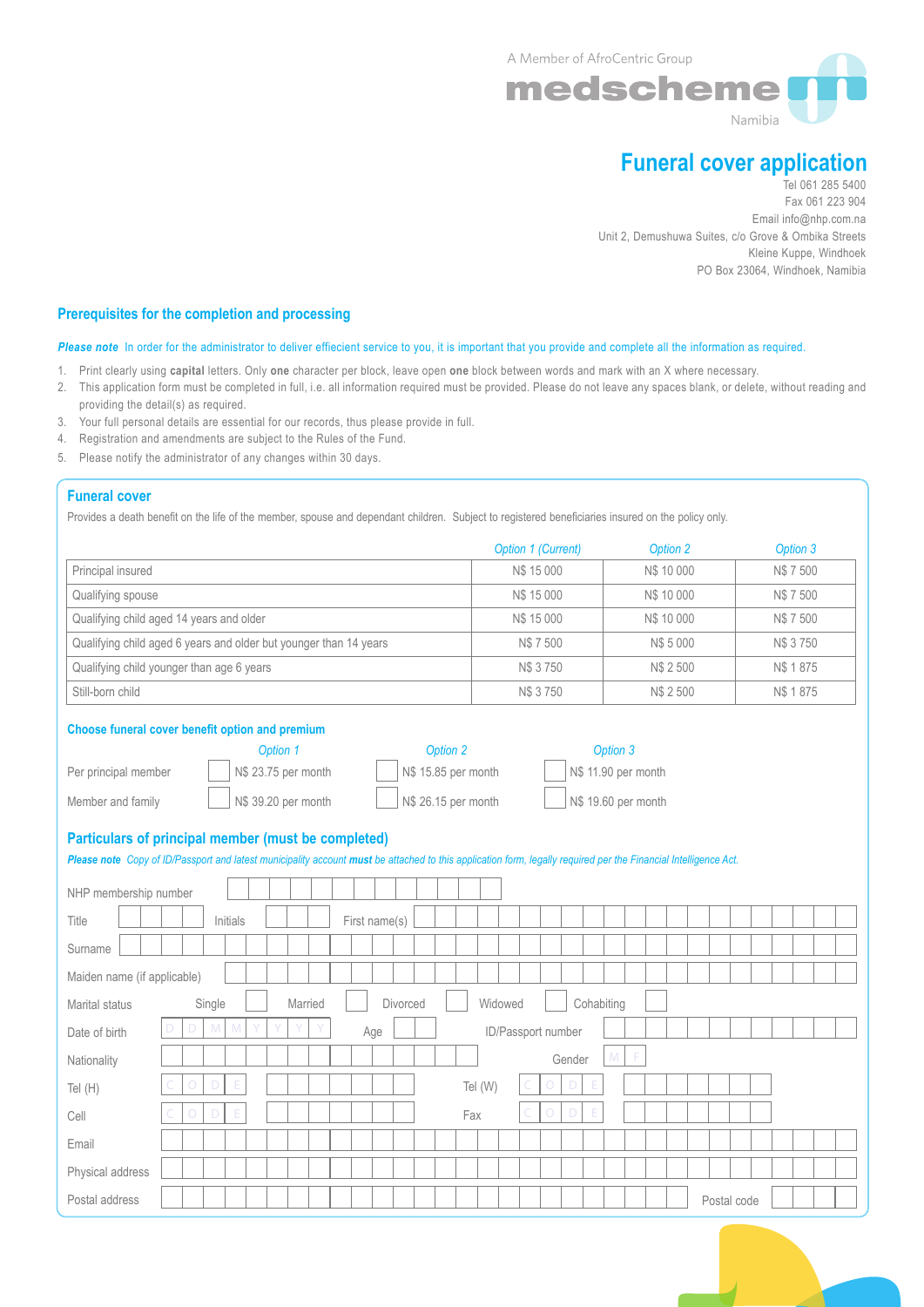A Member of AfroCentric Group

medscheme

Namibia

# Funeral cover application

Tel 061 285 5400
Fax 061 223 904
Email info@nhp.com.na
Unit 2, Demushuwa Suites, c/o Grove & Ombika Streets
Kleine Kuppe, Windhoek
PO Box 23064, Windhoek, Namibia

## Prerequisites for the completion and processing

***Please note*** In order for the administrator to deliver effecient service to you, it is important that you provide and complete all the information as required.

1. Print clearly using **capital** letters. Only **one** character per block, leave open **one** block between words and mark with an X where necessary.
2. This application form must be completed in full, i.e. all information required must be provided. Please do not leave any spaces blank, or delete, without reading and providing the detail(s) as required.
3. Your full personal details are essential for our records, thus please provide in full.
4. Registration and amendments are subject to the Rules of the Fund.
5. Please notify the administrator of any changes within 30 days.

## Funeral cover

Provides a death benefit on the life of the member, spouse and dependant children. Subject to registered beneficiaries insured on the policy only.

| | *Option 1 (Current)* | *Option 2* | *Option 3* |
|---|---|---|---|
| Principal insured | N$ 15 000 | N$ 10 000 | N$ 7 500 |
| Qualifying spouse | N$ 15 000 | N$ 10 000 | N$ 7 500 |
| Qualifying child aged 14 years and older | N$ 15 000 | N$ 10 000 | N$ 7 500 |
| Qualifying child aged 6 years and older but younger than 14 years | N$ 7 500 | N$ 5 000 | N$ 3 750 |
| Qualifying child younger than age 6 years | N$ 3 750 | N$ 2 500 | N$ 1 875 |
| Still-born child | N$ 3 750 | N$ 2 500 | N$ 1 875 |

### Choose funeral cover benefit option and premium

| | *Option 1* | *Option 2* | *Option 3* |
|---|---|---|---|
| Per principal member | ☐ N$ 23.75 per month | ☐ N$ 15.85 per month | ☐ N$ 11.90 per month |
| Member and family | ☐ N$ 39.20 per month | ☐ N$ 26.15 per month | ☐ N$ 19.60 per month |

## Particulars of principal member (must be completed)

***Please note*** *Copy of ID/Passport and latest municipality account **must** be attached to this application form, legally required per the Financial Intelligence Act.*

NHP membership number

Title | Initials | First name(s)

Surname

Maiden name (if applicable)

Marital status: Single ☐ Married ☐ Divorced ☐ Widowed ☐ Cohabiting ☐

Date of birth (D D M M Y Y Y Y) | Age | ID/Passport number

Nationality | Gender (M F)

Tel (H) (CODE) | Tel (W) (CODE)

Cell (CODE) | Fax (CODE)

Email

Physical address

Postal address | Postal code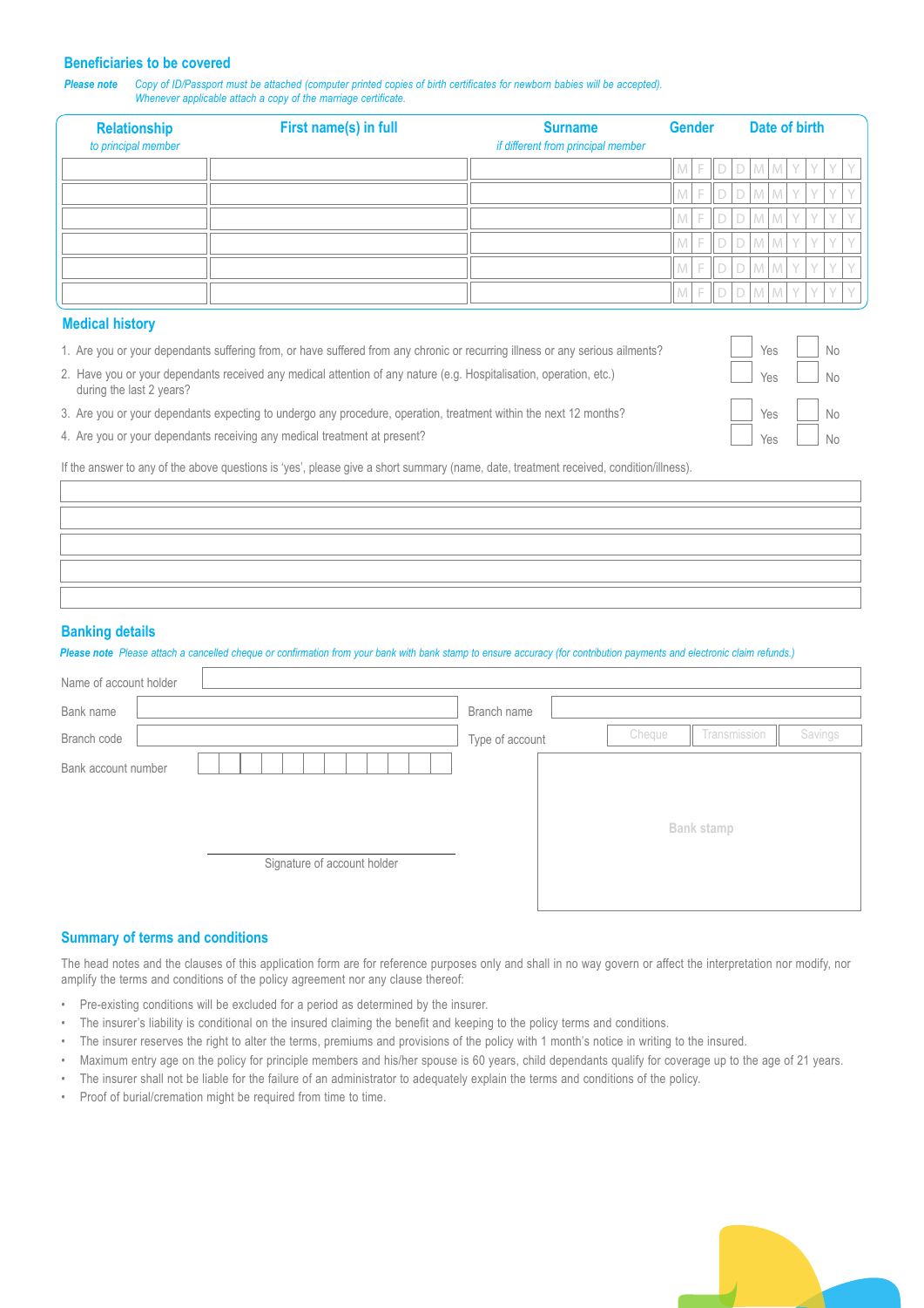## Beneficiaries to be covered

***Please note*** *Copy of ID/Passport must be attached (computer printed copies of birth certificates for newborn babies will be accepted). Whenever applicable attach a copy of the marriage certificate.*

| Relationship *to principal member* | First name(s) in full | Surname *if different from principal member* | Gender | Date of birth |
|---|---|---|---|---|
| | | | M F | DD MM YYYY |
| | | | M F | DD MM YYYY |
| | | | M F | DD MM YYYY |
| | | | M F | DD MM YYYY |
| | | | M F | DD MM YYYY |
| | | | M F | DD MM YYYY |

## Medical history

1. Are you or your dependants suffering from, or have suffered from any chronic or recurring illness or any serious ailments? ☐ Yes ☐ No
2. Have you or your dependants received any medical attention of any nature (e.g. Hospitalisation, operation, etc.) during the last 2 years? ☐ Yes ☐ No
3. Are you or your dependants expecting to undergo any procedure, operation, treatment within the next 12 months? ☐ Yes ☐ No
4. Are you or your dependants receiving any medical treatment at present? ☐ Yes ☐ No

If the answer to any of the above questions is 'yes', please give a short summary (name, date, treatment received, condition/illness).

______________________________

______________________________

______________________________

______________________________

______________________________

## Banking details

***Please note*** *Please attach a cancelled cheque or confirmation from your bank with bank stamp to ensure accuracy (for contribution payments and electronic claim refunds.)*

Name of account holder ______________________________

Bank name ______________________________ Branch name ______________________________

Branch code ______________________________ Type of account ☐ Cheque ☐ Transmission ☐ Savings

Bank account number ☐☐☐☐☐☐☐☐☐☐☐☐

Bank stamp

______________________________
Signature of account holder

## Summary of terms and conditions

The head notes and the clauses of this application form are for reference purposes only and shall in no way govern or affect the interpretation nor modify, nor amplify the terms and conditions of the policy agreement nor any clause thereof:

- Pre-existing conditions will be excluded for a period as determined by the insurer.
- The insurer's liability is conditional on the insured claiming the benefit and keeping to the policy terms and conditions.
- The insurer reserves the right to alter the terms, premiums and provisions of the policy with 1 month's notice in writing to the insured.
- Maximum entry age on the policy for principle members and his/her spouse is 60 years, child dependants qualify for coverage up to the age of 21 years.
- The insurer shall not be liable for the failure of an administrator to adequately explain the terms and conditions of the policy.
- Proof of burial/cremation might be required from time to time.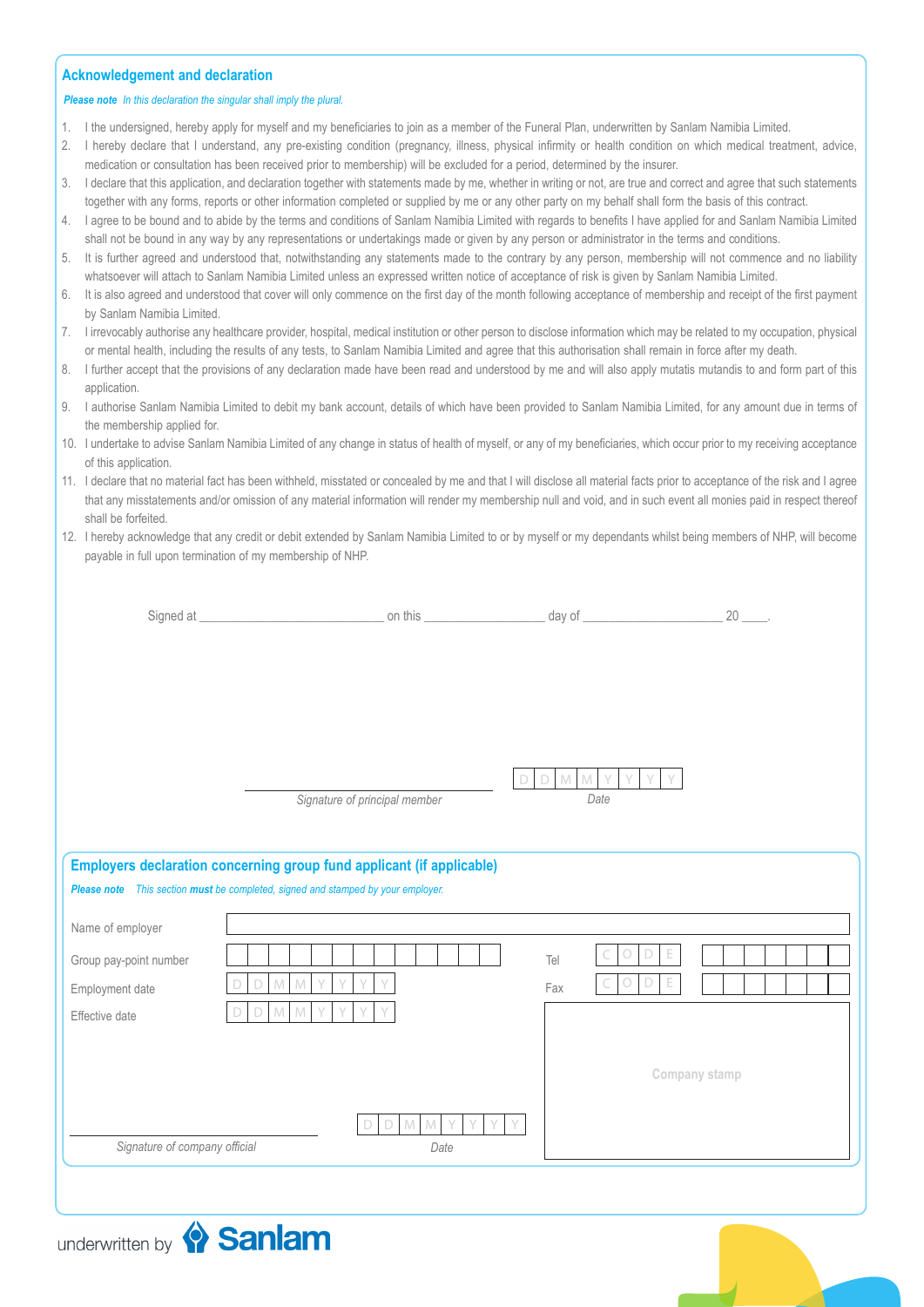## Acknowledgement and declaration

***Please note*** *In this declaration the singular shall imply the plural.*

1. I the undersigned, hereby apply for myself and my beneficiaries to join as a member of the Funeral Plan, underwritten by Sanlam Namibia Limited.
2. I hereby declare that I understand, any pre-existing condition (pregnancy, illness, physical infirmity or health condition on which medical treatment, advice, medication or consultation has been received prior to membership) will be excluded for a period, determined by the insurer.
3. I declare that this application, and declaration together with statements made by me, whether in writing or not, are true and correct and agree that such statements together with any forms, reports or other information completed or supplied by me or any other party on my behalf shall form the basis of this contract.
4. I agree to be bound and to abide by the terms and conditions of Sanlam Namibia Limited with regards to benefits I have applied for and Sanlam Namibia Limited shall not be bound in any way by any representations or undertakings made or given by any person or administrator in the terms and conditions.
5. It is further agreed and understood that, notwithstanding any statements made to the contrary by any person, membership will not commence and no liability whatsoever will attach to Sanlam Namibia Limited unless an expressed written notice of acceptance of risk is given by Sanlam Namibia Limited.
6. It is also agreed and understood that cover will only commence on the first day of the month following acceptance of membership and receipt of the first payment by Sanlam Namibia Limited.
7. I irrevocably authorise any healthcare provider, hospital, medical institution or other person to disclose information which may be related to my occupation, physical or mental health, including the results of any tests, to Sanlam Namibia Limited and agree that this authorisation shall remain in force after my death.
8. I further accept that the provisions of any declaration made have been read and understood by me and will also apply mutatis mutandis to and form part of this application.
9. I authorise Sanlam Namibia Limited to debit my bank account, details of which have been provided to Sanlam Namibia Limited, for any amount due in terms of the membership applied for.
10. I undertake to advise Sanlam Namibia Limited of any change in status of health of myself, or any of my beneficiaries, which occur prior to my receiving acceptance of this application.
11. I declare that no material fact has been withheld, misstated or concealed by me and that I will disclose all material facts prior to acceptance of the risk and I agree that any misstatements and/or omission of any material information will render my membership null and void, and in such event all monies paid in respect thereof shall be forfeited.
12. I hereby acknowledge that any credit or debit extended by Sanlam Namibia Limited to or by myself or my dependants whilst being members of NHP, will become payable in full upon termination of my membership of NHP.

Signed at ____________________________ on this __________________ day of _____________________ 20 ____.

______________________________
*Signature of principal member*

D D M M Y Y Y Y
*Date*

### Employers declaration concerning group fund applicant (if applicable)

***Please note*** *This section* ***must*** *be completed, signed and stamped by your employer.*

Name of employer ____________________________

Group pay-point number ____________________________

Tel C O D E ____________

Employment date D D M M Y Y Y Y

Fax C O D E ____________

Effective date D D M M Y Y Y Y

Company stamp

______________________________
*Signature of company official*

D D M M Y Y Y Y
*Date*

underwritten by Sanlam